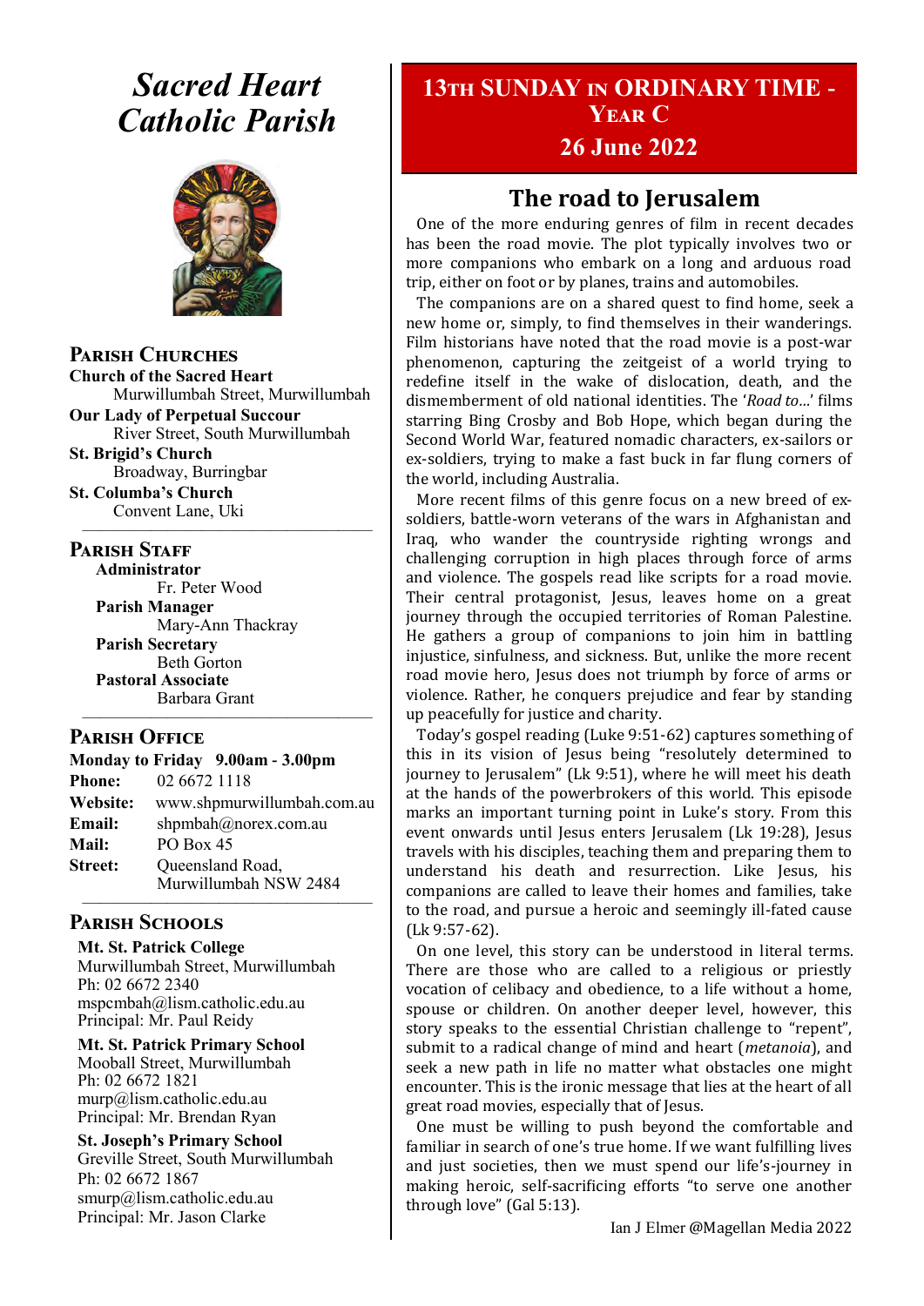# *Sacred Heart Catholic Parish*

## Parish Churches

**Church of the Sacred Heart**
Murwillumbah Street, Murwillumbah

**Our Lady of Perpetual Succour**
River Street, South Murwillumbah

**St. Brigid's Church**
Broadway, Burringbar

**St. Columba's Church**
Convent Lane, Uki

## Parish Staff

**Administrator**
Fr. Peter Wood

**Parish Manager**
Mary-Ann Thackray

**Parish Secretary**
Beth Gorton

**Pastoral Associate**
Barbara Grant

## Parish Office

**Monday to Friday 9.00am - 3.00pm**

**Phone:** 02 6672 1118
**Website:** www.shpmurwillumbah.com.au
**Email:** shpmbah@norex.com.au
**Mail:** PO Box 45
**Street:** Queensland Road, Murwillumbah NSW 2484

## Parish Schools

**Mt. St. Patrick College**
Murwillumbah Street, Murwillumbah
Ph: 02 6672 2340
mspcmbah@lism.catholic.edu.au
Principal: Mr. Paul Reidy

**Mt. St. Patrick Primary School**
Mooball Street, Murwillumbah
Ph: 02 6672 1821
murp@lism.catholic.edu.au
Principal: Mr. Brendan Ryan

**St. Joseph's Primary School**
Greville Street, South Murwillumbah
Ph: 02 6672 1867
smurp@lism.catholic.edu.au
Principal: Mr. Jason Clarke

# 13th Sunday in Ordinary Time - Year C

## 26 June 2022

## The road to Jerusalem

One of the more enduring genres of film in recent decades has been the road movie. The plot typically involves two or more companions who embark on a long and arduous road trip, either on foot or by planes, trains and automobiles.

The companions are on a shared quest to find home, seek a new home or, simply, to find themselves in their wanderings. Film historians have noted that the road movie is a post-war phenomenon, capturing the zeitgeist of a world trying to redefine itself in the wake of dislocation, death, and the dismemberment of old national identities. The '*Road to…*' films starring Bing Crosby and Bob Hope, which began during the Second World War, featured nomadic characters, ex-sailors or ex-soldiers, trying to make a fast buck in far flung corners of the world, including Australia.

More recent films of this genre focus on a new breed of ex-soldiers, battle-worn veterans of the wars in Afghanistan and Iraq, who wander the countryside righting wrongs and challenging corruption in high places through force of arms and violence. The gospels read like scripts for a road movie. Their central protagonist, Jesus, leaves home on a great journey through the occupied territories of Roman Palestine. He gathers a group of companions to join him in battling injustice, sinfulness, and sickness. But, unlike the more recent road movie hero, Jesus does not triumph by force of arms or violence. Rather, he conquers prejudice and fear by standing up peacefully for justice and charity.

Today's gospel reading (Luke 9:51-62) captures something of this in its vision of Jesus being "resolutely determined to journey to Jerusalem" (Lk 9:51), where he will meet his death at the hands of the powerbrokers of this world. This episode marks an important turning point in Luke's story. From this event onwards until Jesus enters Jerusalem (Lk 19:28), Jesus travels with his disciples, teaching them and preparing them to understand his death and resurrection. Like Jesus, his companions are called to leave their homes and families, take to the road, and pursue a heroic and seemingly ill-fated cause (Lk 9:57-62).

On one level, this story can be understood in literal terms. There are those who are called to a religious or priestly vocation of celibacy and obedience, to a life without a home, spouse or children. On another deeper level, however, this story speaks to the essential Christian challenge to "repent", submit to a radical change of mind and heart (*metanoia*), and seek a new path in life no matter what obstacles one might encounter. This is the ironic message that lies at the heart of all great road movies, especially that of Jesus.

One must be willing to push beyond the comfortable and familiar in search of one's true home. If we want fulfilling lives and just societies, then we must spend our life's-journey in making heroic, self-sacrificing efforts "to serve one another through love" (Gal 5:13).

Ian J Elmer @Magellan Media 2022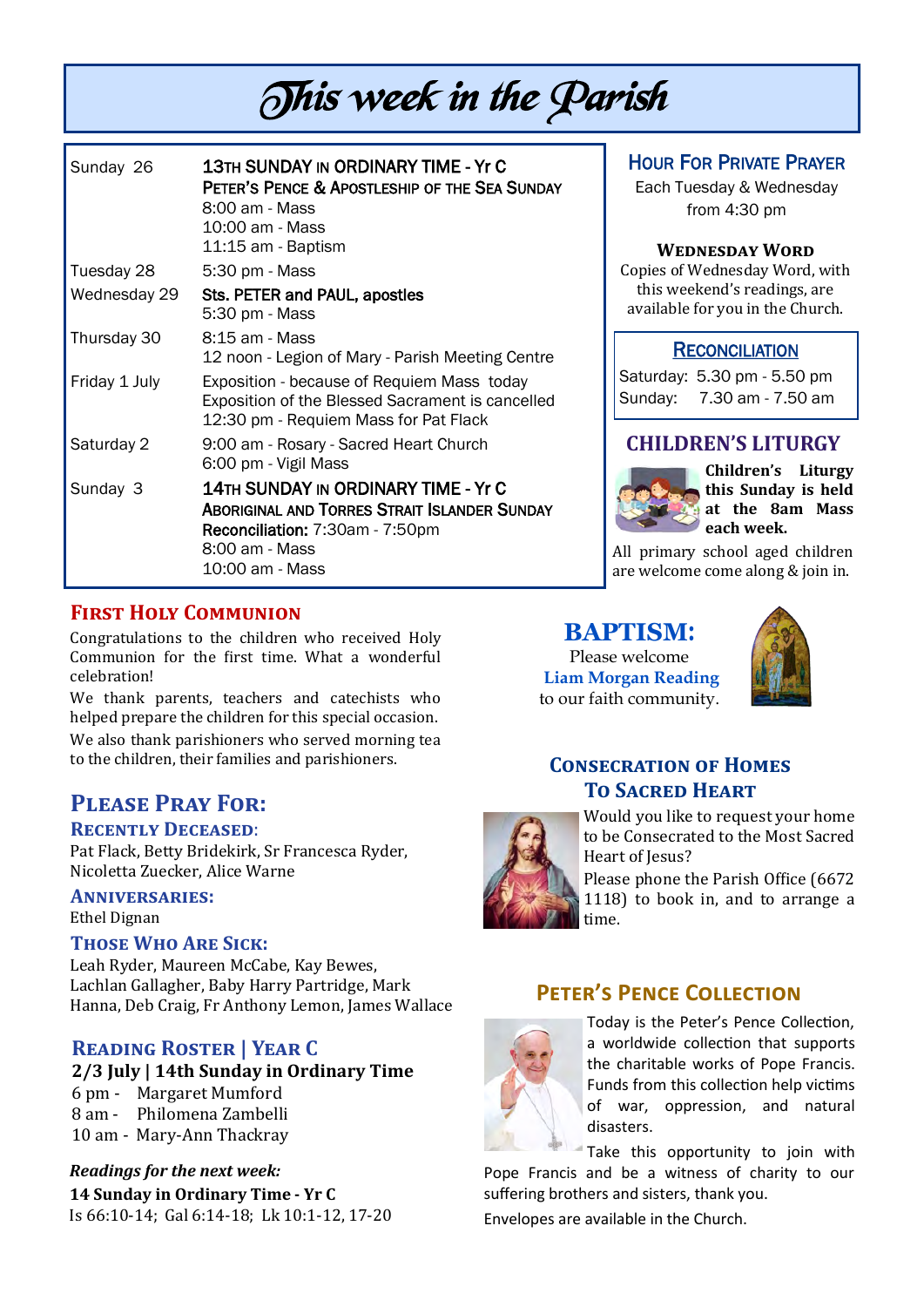# This week in the Parish

| | |
|---|---|
| Sunday 26 | **13TH SUNDAY IN ORDINARY TIME - Yr C**<br>**PETER'S PENCE & APOSTLESHIP OF THE SEA SUNDAY**<br>8:00 am - Mass<br>10:00 am - Mass<br>11:15 am - Baptism |
| Tuesday 28 | 5:30 pm - Mass |
| Wednesday 29 | **Sts. PETER and PAUL, apostles**<br>5:30 pm - Mass |
| Thursday 30 | 8:15 am - Mass<br>12 noon - Legion of Mary - Parish Meeting Centre |
| Friday 1 July | Exposition - because of Requiem Mass today Exposition of the Blessed Sacrament is cancelled<br>12:30 pm - Requiem Mass for Pat Flack |
| Saturday 2 | 9:00 am - Rosary - Sacred Heart Church<br>6:00 pm - Vigil Mass |
| Sunday 3 | **14TH SUNDAY IN ORDINARY TIME - Yr C**<br>**ABORIGINAL AND TORRES STRAIT ISLANDER SUNDAY**<br>**Reconciliation:** 7:30am - 7:50pm<br>8:00 am - Mass<br>10:00 am - Mass |

## HOUR FOR PRIVATE PRAYER

Each Tuesday & Wednesday from 4:30 pm

**WEDNESDAY WORD**

Copies of Wednesday Word, with this weekend's readings, are available for you in the Church.

## RECONCILIATION

Saturday: 5.30 pm - 5.50 pm
Sunday: 7.30 am - 7.50 am

## CHILDREN'S LITURGY

**Children's Liturgy this Sunday is held at the 8am Mass each week.**

All primary school aged children are welcome come along & join in.

## FIRST HOLY COMMUNION

Congratulations to the children who received Holy Communion for the first time. What a wonderful celebration!

We thank parents, teachers and catechists who helped prepare the children for this special occasion.

We also thank parishioners who served morning tea to the children, their families and parishioners.

## BAPTISM:

Please welcome
**Liam Morgan Reading**
to our faith community.

## PLEASE PRAY FOR:

### RECENTLY DECEASED:

Pat Flack, Betty Bridekirk, Sr Francesca Ryder, Nicoletta Zuecker, Alice Warne

### ANNIVERSARIES:

Ethel Dignan

### THOSE WHO ARE SICK:

Leah Ryder, Maureen McCabe, Kay Bewes, Lachlan Gallagher, Baby Harry Partridge, Mark Hanna, Deb Craig, Fr Anthony Lemon, James Wallace

## CONSECRATION OF HOMES TO SACRED HEART

Would you like to request your home to be Consecrated to the Most Sacred Heart of Jesus?

Please phone the Parish Office (6672 1118) to book in, and to arrange a time.

## READING ROSTER | YEAR C

**2/3 July | 14th Sunday in Ordinary Time**

6 pm - Margaret Mumford
8 am - Philomena Zambelli
10 am - Mary-Ann Thackray

***Readings for the next week:***

**14 Sunday in Ordinary Time - Yr C**

Is 66:10-14; Gal 6:14-18; Lk 10:1-12, 17-20

## PETER'S PENCE COLLECTION

Today is the Peter's Pence Collection, a worldwide collection that supports the charitable works of Pope Francis. Funds from this collection help victims of war, oppression, and natural disasters.

Take this opportunity to join with Pope Francis and be a witness of charity to our suffering brothers and sisters, thank you.

Envelopes are available in the Church.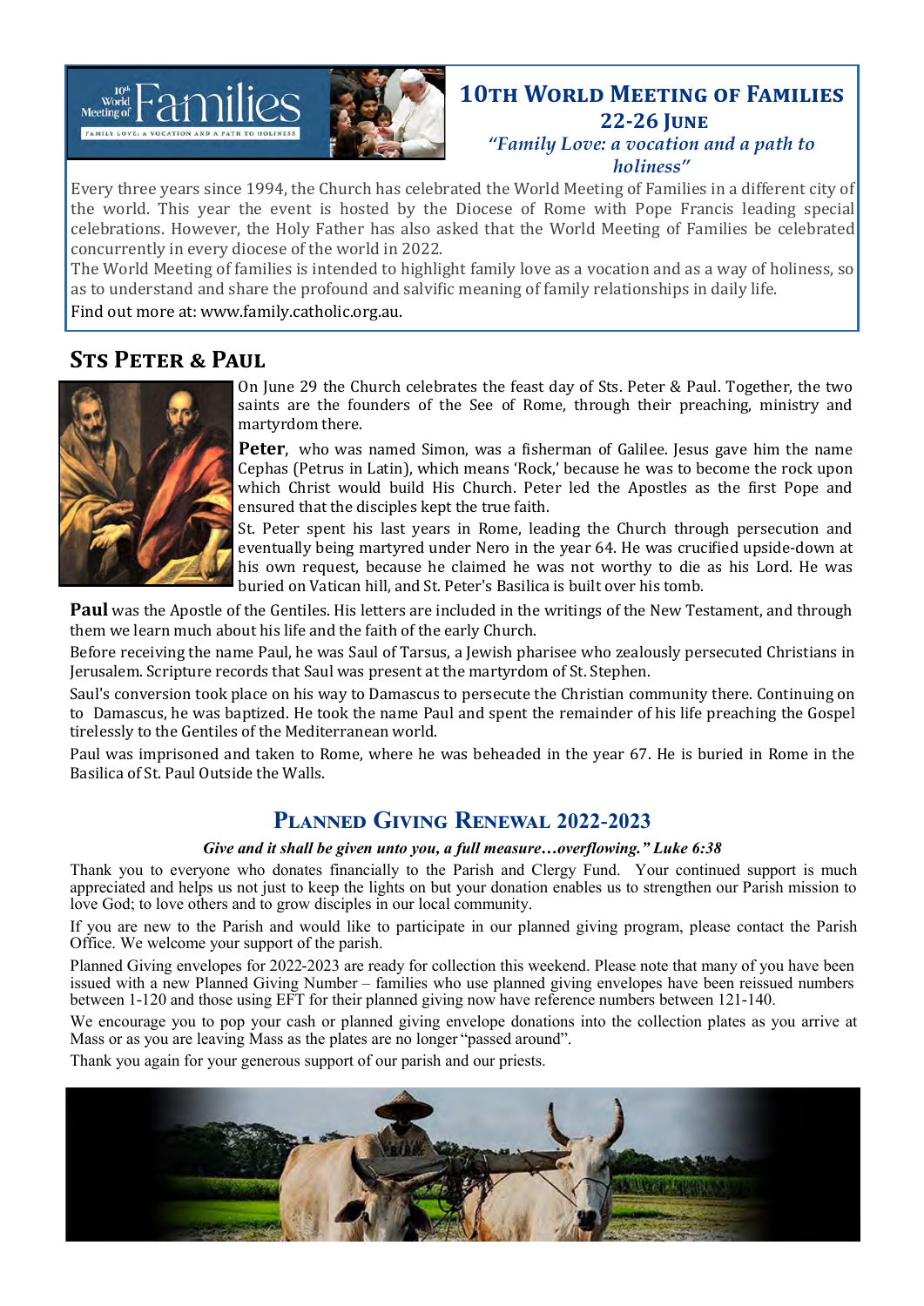## 10th World Meeting of Families 22-26 June

*"Family Love: a vocation and a path to holiness"*

Every three years since 1994, the Church has celebrated the World Meeting of Families in a different city of the world. This year the event is hosted by the Diocese of Rome with Pope Francis leading special celebrations. However, the Holy Father has also asked that the World Meeting of Families be celebrated concurrently in every diocese of the world in 2022.

The World Meeting of families is intended to highlight family love as a vocation and as a way of holiness, so as to understand and share the profound and salvific meaning of family relationships in daily life.

Find out more at: www.family.catholic.org.au.

## Sts Peter & Paul

On June 29 the Church celebrates the feast day of Sts. Peter & Paul. Together, the two saints are the founders of the See of Rome, through their preaching, ministry and martyrdom there.

**Peter**, who was named Simon, was a fisherman of Galilee. Jesus gave him the name Cephas (Petrus in Latin), which means 'Rock,' because he was to become the rock upon which Christ would build His Church. Peter led the Apostles as the first Pope and ensured that the disciples kept the true faith.

St. Peter spent his last years in Rome, leading the Church through persecution and eventually being martyred under Nero in the year 64. He was crucified upside-down at his own request, because he claimed he was not worthy to die as his Lord. He was buried on Vatican hill, and St. Peter's Basilica is built over his tomb.

**Paul** was the Apostle of the Gentiles. His letters are included in the writings of the New Testament, and through them we learn much about his life and the faith of the early Church.

Before receiving the name Paul, he was Saul of Tarsus, a Jewish pharisee who zealously persecuted Christians in Jerusalem. Scripture records that Saul was present at the martyrdom of St. Stephen.

Saul's conversion took place on his way to Damascus to persecute the Christian community there. Continuing on to Damascus, he was baptized. He took the name Paul and spent the remainder of his life preaching the Gospel tirelessly to the Gentiles of the Mediterranean world.

Paul was imprisoned and taken to Rome, where he was beheaded in the year 67. He is buried in Rome in the Basilica of St. Paul Outside the Walls.

## Planned Giving Renewal 2022-2023

***Give and it shall be given unto you, a full measure…overflowing." Luke 6:38***

Thank you to everyone who donates financially to the Parish and Clergy Fund. Your continued support is much appreciated and helps us not just to keep the lights on but your donation enables us to strengthen our Parish mission to love God; to love others and to grow disciples in our local community.

If you are new to the Parish and would like to participate in our planned giving program, please contact the Parish Office. We welcome your support of the parish.

Planned Giving envelopes for 2022-2023 are ready for collection this weekend. Please note that many of you have been issued with a new Planned Giving Number – families who use planned giving envelopes have been reissued numbers between 1-120 and those using EFT for their planned giving now have reference numbers between 121-140.

We encourage you to pop your cash or planned giving envelope donations into the collection plates as you arrive at Mass or as you are leaving Mass as the plates are no longer "passed around".

Thank you again for your generous support of our parish and our priests.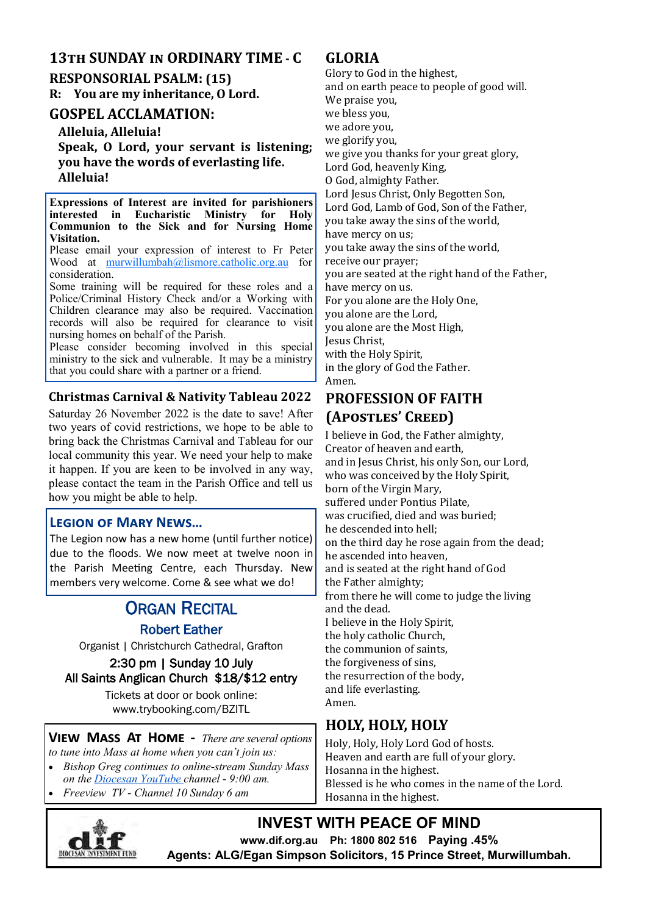## 13TH SUNDAY IN ORDINARY TIME - C

### RESPONSORIAL PSALM: (15)

**R: You are my inheritance, O Lord.**

### GOSPEL ACCLAMATION:

**Alleluia, Alleluia!**
**Speak, O Lord, your servant is listening; you have the words of everlasting life.**
**Alleluia!**

**Expressions of Interest are invited for parishioners interested in Eucharistic Ministry for Holy Communion to the Sick and for Nursing Home Visitation.**

Please email your expression of interest to Fr Peter Wood at murwillumbah@lismore.catholic.org.au for consideration.

Some training will be required for these roles and a Police/Criminal History Check and/or a Working with Children clearance may also be required. Vaccination records will also be required for clearance to visit nursing homes on behalf of the Parish.

Please consider becoming involved in this special ministry to the sick and vulnerable. It may be a ministry that you could share with a partner or a friend.

### Christmas Carnival & Nativity Tableau 2022

Saturday 26 November 2022 is the date to save! After two years of covid restrictions, we hope to be able to bring back the Christmas Carnival and Tableau for our local community this year. We need your help to make it happen. If you are keen to be involved in any way, please contact the team in the Parish Office and tell us how you might be able to help.

### LEGION OF MARY NEWS...

The Legion now has a new home (until further notice) due to the floods. We now meet at twelve noon in the Parish Meeting Centre, each Thursday. New members very welcome. Come & see what we do!

## ORGAN RECITAL

**Robert Eather**

Organist | Christchurch Cathedral, Grafton

**2:30 pm | Sunday 10 July**
**All Saints Anglican Church $18/$12 entry**

Tickets at door or book online:
www.trybooking.com/BZITL

**VIEW MASS AT HOME** - *There are several options to tune into Mass at home when you can't join us:*

- *Bishop Greg continues to online-stream Sunday Mass on the Diocesan YouTube channel - 9:00 am.*
- *Freeview TV - Channel 10 Sunday 6 am*

## GLORIA

Glory to God in the highest,
and on earth peace to people of good will.
We praise you,
we bless you,
we adore you,
we glorify you,
we give you thanks for your great glory,
Lord God, heavenly King,
O God, almighty Father.
Lord Jesus Christ, Only Begotten Son,
Lord God, Lamb of God, Son of the Father,
you take away the sins of the world,
have mercy on us;
you take away the sins of the world,
receive our prayer;
you are seated at the right hand of the Father,
have mercy on us.
For you alone are the Holy One,
you alone are the Lord,
you alone are the Most High,
Jesus Christ,
with the Holy Spirit,
in the glory of God the Father.
Amen.

## PROFESSION OF FAITH (APOSTLES' CREED)

I believe in God, the Father almighty,
Creator of heaven and earth,
and in Jesus Christ, his only Son, our Lord,
who was conceived by the Holy Spirit,
born of the Virgin Mary,
suffered under Pontius Pilate,
was crucified, died and was buried;
he descended into hell;
on the third day he rose again from the dead;
he ascended into heaven,
and is seated at the right hand of God
the Father almighty;
from there he will come to judge the living
and the dead.
I believe in the Holy Spirit,
the holy catholic Church,
the communion of saints,
the forgiveness of sins,
the resurrection of the body,
and life everlasting.
Amen.

## HOLY, HOLY, HOLY

Holy, Holy, Holy Lord God of hosts.
Heaven and earth are full of your glory.
Hosanna in the highest.
Blessed is he who comes in the name of the Lord.
Hosanna in the highest.

DIOCESAN INVESTMENT FUND

**INVEST WITH PEACE OF MIND**

**www.dif.org.au Ph: 1800 802 516 Paying .45%**

**Agents: ALG/Egan Simpson Solicitors, 15 Prince Street, Murwillumbah.**